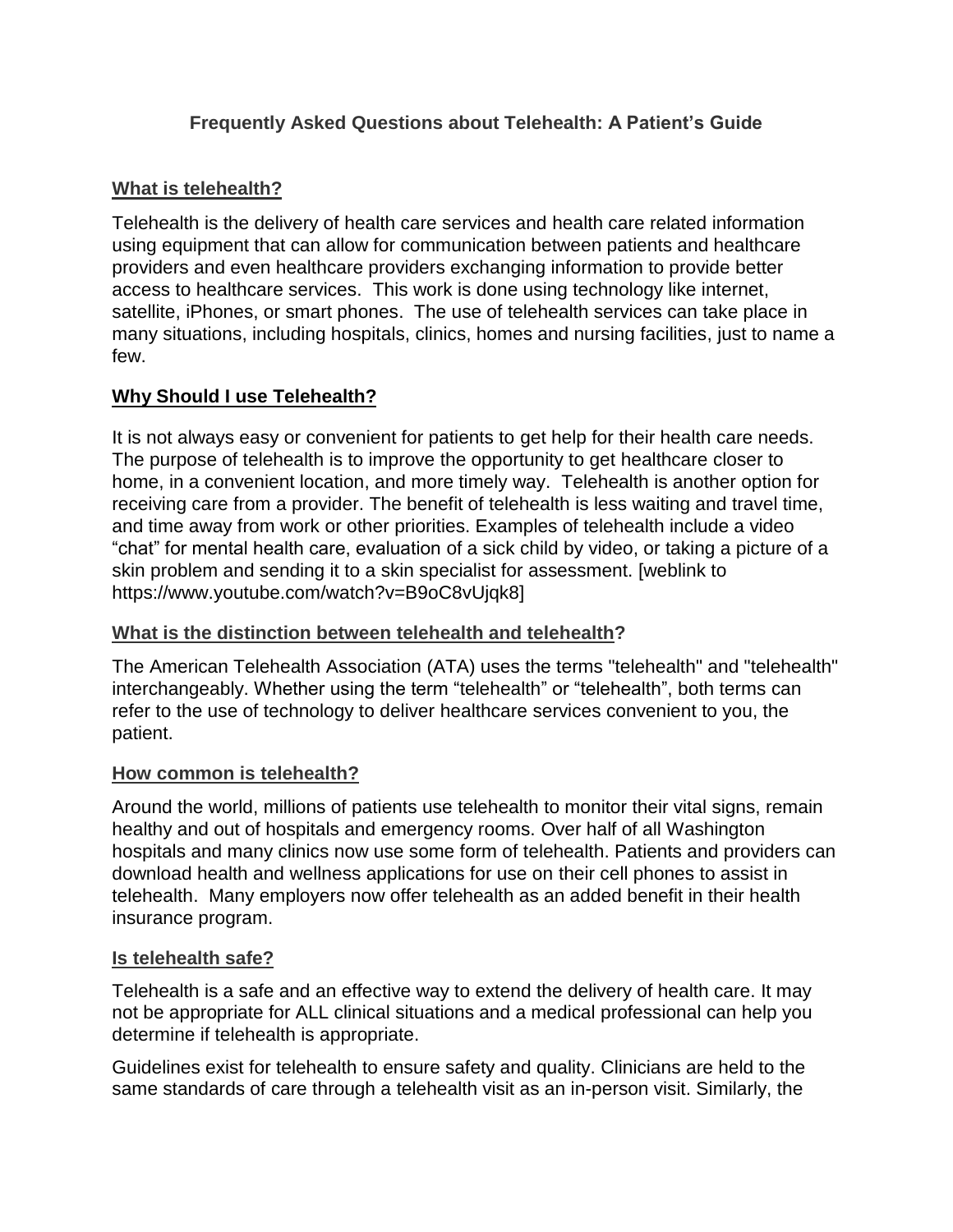# Frequently Asked Questions about Telehealth: A Patient's Guide

## What is telehealth?

Telehealth is the delivery of health care services and health care related information using equipment that can allow for communication between patients and healthcare providers and even healthcare providers exchanging information to provide better access to healthcare services. This work is done using technology like internet, satellite, iPhones, or smart phones. The use of telehealth services can take place in many situations, including hospitals, clinics, homes and nursing facilities, just to name a few.

## Why Should I use Telehealth?

It is not always easy or convenient for patients to get help for their health care needs. The purpose of telehealth is to improve the opportunity to get healthcare closer to home, in a convenient location, and more timely way. Telehealth is another option for receiving care from a provider. The benefit of telehealth is less waiting and travel time, and time away from work or other priorities. Examples of telehealth include a video "chat" for mental health care, evaluation of a sick child by video, or taking a picture of a skin problem and sending it to a skin specialist for assessment. [weblink to https://www.youtube.com/watch?v=B9oC8vUjqk8]

## What is the distinction between telehealth and telehealth?

The American Telehealth Association (ATA) uses the terms "telehealth" and "telehealth" interchangeably. Whether using the term "telehealth" or "telehealth", both terms can refer to the use of technology to deliver healthcare services convenient to you, the patient.

## How common is telehealth?

Around the world, millions of patients use telehealth to monitor their vital signs, remain healthy and out of hospitals and emergency rooms. Over half of all Washington hospitals and many clinics now use some form of telehealth. Patients and providers can download health and wellness applications for use on their cell phones to assist in telehealth. Many employers now offer telehealth as an added benefit in their health insurance program.

## Is telehealth safe?

Telehealth is a safe and an effective way to extend the delivery of health care. It may not be appropriate for ALL clinical situations and a medical professional can help you determine if telehealth is appropriate.

Guidelines exist for telehealth to ensure safety and quality. Clinicians are held to the same standards of care through a telehealth visit as an in-person visit. Similarly, the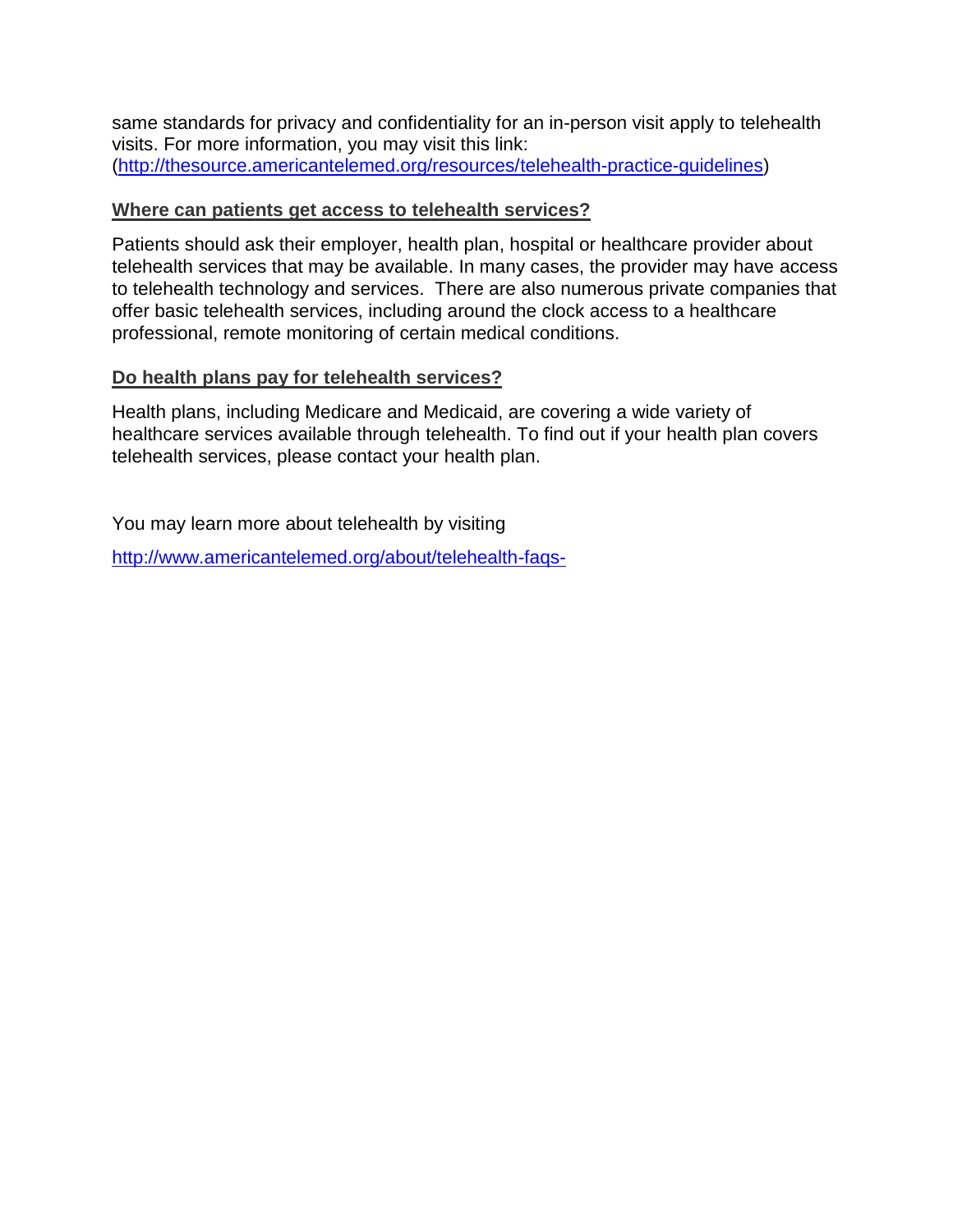same standards for privacy and confidentiality for an in-person visit apply to telehealth visits. For more information, you may visit this link: (http://thesource.americantelemed.org/resources/telehealth-practice-guidelines)

## Where can patients get access to telehealth services?

Patients should ask their employer, health plan, hospital or healthcare provider about telehealth services that may be available. In many cases, the provider may have access to telehealth technology and services. There are also numerous private companies that offer basic telehealth services, including around the clock access to a healthcare professional, remote monitoring of certain medical conditions.

## Do health plans pay for telehealth services?

Health plans, including Medicare and Medicaid, are covering a wide variety of healthcare services available through telehealth. To find out if your health plan covers telehealth services, please contact your health plan.

You may learn more about telehealth by visiting

http://www.americantelemed.org/about/telehealth-faqs-